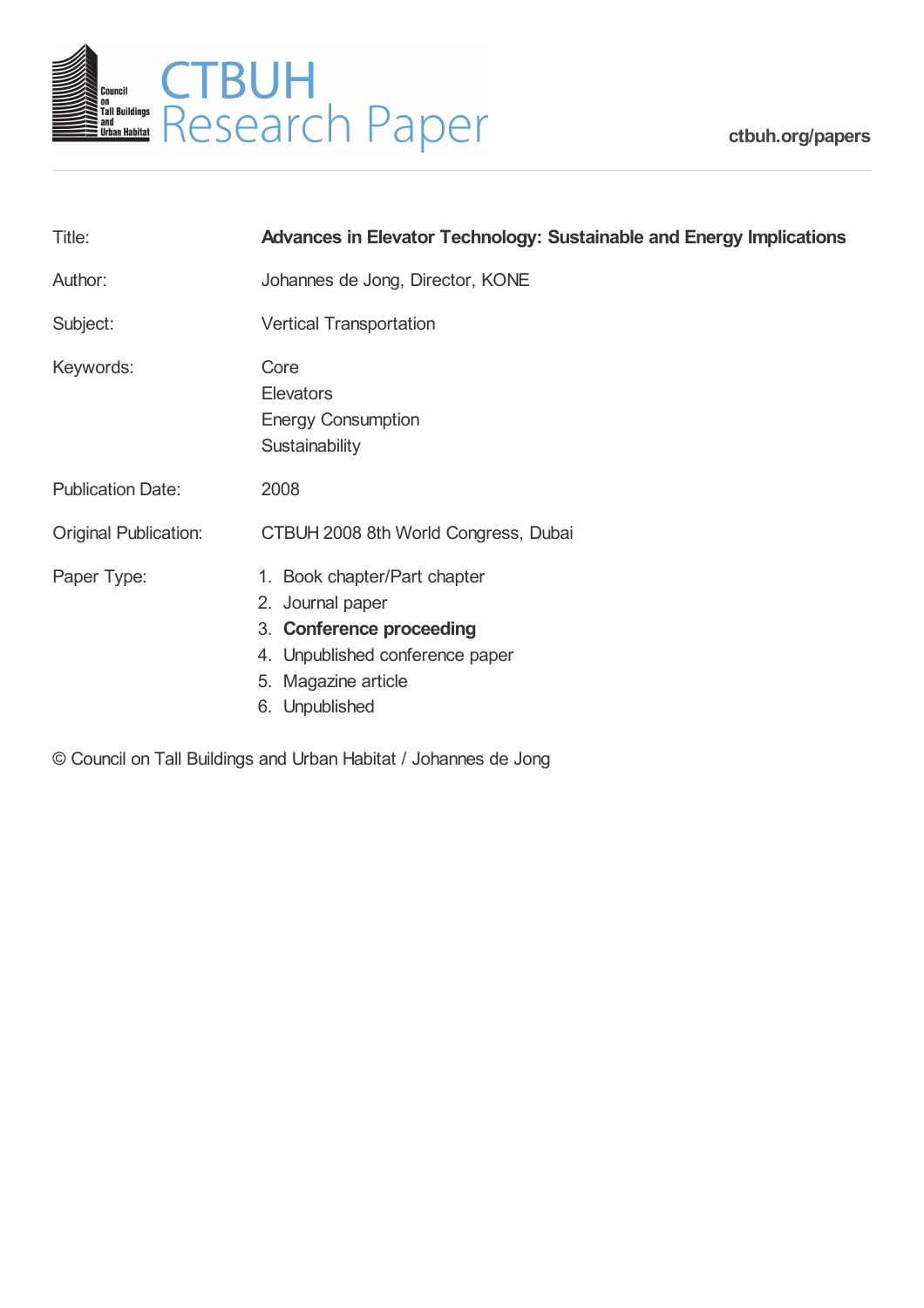# CTBUH Research Paper

ctbuh.org/papers

| | |
|---|---|
| Title: | **Advances in Elevator Technology: Sustainable and Energy Implications** |
| Author: | Johannes de Jong, Director, KONE |
| Subject: | Vertical Transportation |
| Keywords: | Core<br>Elevators<br>Energy Consumption<br>Sustainability |
| Publication Date: | 2008 |
| Original Publication: | CTBUH 2008 8th World Congress, Dubai |
| Paper Type: | 1. Book chapter/Part chapter<br>2. Journal paper<br>3. **Conference proceeding**<br>4. Unpublished conference paper<br>5. Magazine article<br>6. Unpublished |

© Council on Tall Buildings and Urban Habitat / Johannes de Jong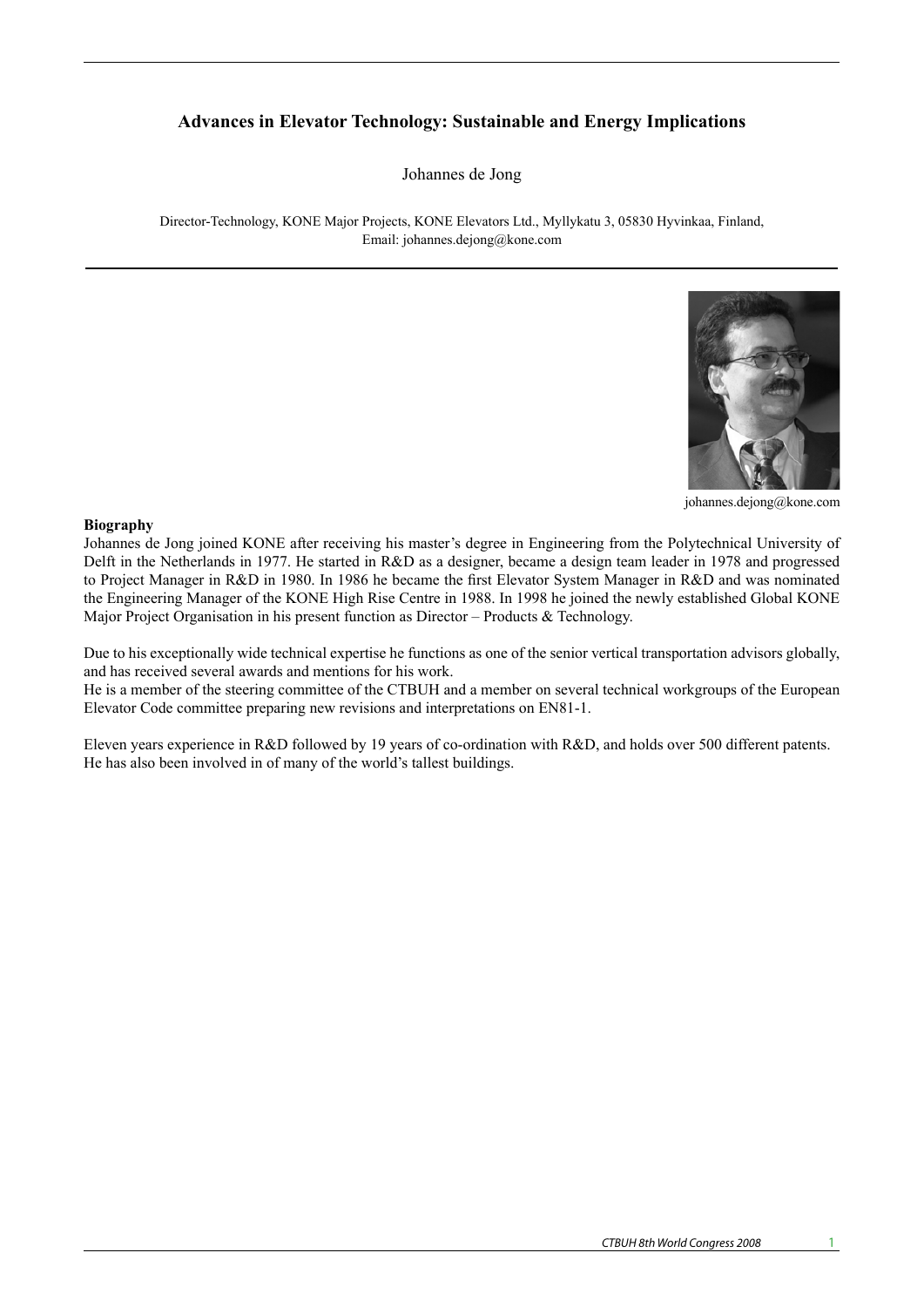# Advances in Elevator Technology: Sustainable and Energy Implications

Johannes de Jong

Director-Technology, KONE Major Projects, KONE Elevators Ltd., Myllykatu 3, 05830 Hyvinkaa, Finland,
Email: johannes.dejong@kone.com

johannes.dejong@kone.com

**Biography**

Johannes de Jong joined KONE after receiving his master's degree in Engineering from the Polytechnical University of Delft in the Netherlands in 1977. He started in R&D as a designer, became a design team leader in 1978 and progressed to Project Manager in R&D in 1980. In 1986 he became the first Elevator System Manager in R&D and was nominated the Engineering Manager of the KONE High Rise Centre in 1988. In 1998 he joined the newly established Global KONE Major Project Organisation in his present function as Director – Products & Technology.

Due to his exceptionally wide technical expertise he functions as one of the senior vertical transportation advisors globally, and has received several awards and mentions for his work.
He is a member of the steering committee of the CTBUH and a member on several technical workgroups of the European Elevator Code committee preparing new revisions and interpretations on EN81-1.

Eleven years experience in R&D followed by 19 years of co-ordination with R&D, and holds over 500 different patents. He has also been involved in of many of the world's tallest buildings.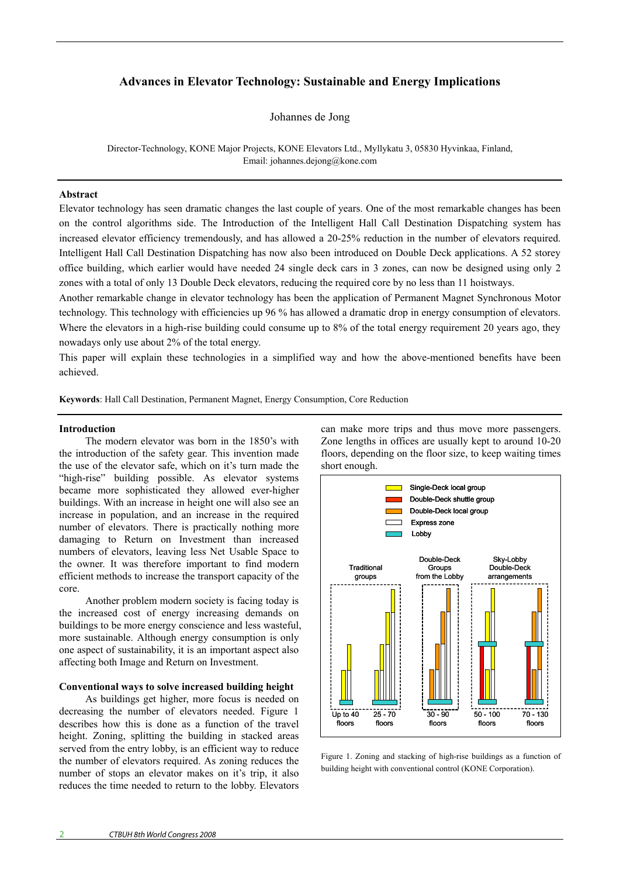# Advances in Elevator Technology: Sustainable and Energy Implications

Johannes de Jong

Director-Technology, KONE Major Projects, KONE Elevators Ltd., Myllykatu 3, 05830 Hyvinkaa, Finland,
Email: johannes.dejong@kone.com

**Abstract**

Elevator technology has seen dramatic changes the last couple of years. One of the most remarkable changes has been on the control algorithms side. The Introduction of the Intelligent Hall Call Destination Dispatching system has increased elevator efficiency tremendously, and has allowed a 20-25% reduction in the number of elevators required. Intelligent Hall Call Destination Dispatching has now also been introduced on Double Deck applications. A 52 storey office building, which earlier would have needed 24 single deck cars in 3 zones, can now be designed using only 2 zones with a total of only 13 Double Deck elevators, reducing the required core by no less than 11 hoistways.

Another remarkable change in elevator technology has been the application of Permanent Magnet Synchronous Motor technology. This technology with efficiencies up 96 % has allowed a dramatic drop in energy consumption of elevators. Where the elevators in a high-rise building could consume up to 8% of the total energy requirement 20 years ago, they nowadays only use about 2% of the total energy.

This paper will explain these technologies in a simplified way and how the above-mentioned benefits have been achieved.

**Keywords**: Hall Call Destination, Permanent Magnet, Energy Consumption, Core Reduction

## Introduction

The modern elevator was born in the 1850's with the introduction of the safety gear. This invention made the use of the elevator safe, which on it's turn made the "high-rise" building possible. As elevator systems became more sophisticated they allowed ever-higher buildings. With an increase in height one will also see an increase in population, and an increase in the required number of elevators. There is practically nothing more damaging to Return on Investment than increased numbers of elevators, leaving less Net Usable Space to the owner. It was therefore important to find modern efficient methods to increase the transport capacity of the core.

Another problem modern society is facing today is the increased cost of energy increasing demands on buildings to be more energy conscience and less wasteful, more sustainable. Although energy consumption is only one aspect of sustainability, it is an important aspect also affecting both Image and Return on Investment.

## Conventional ways to solve increased building height

As buildings get higher, more focus is needed on decreasing the number of elevators needed. Figure 1 describes how this is done as a function of the travel height. Zoning, splitting the building in stacked areas served from the entry lobby, is an efficient way to reduce the number of elevators required. As zoning reduces the number of stops an elevator makes on it's trip, it also reduces the time needed to return to the lobby. Elevators can make more trips and thus move more passengers. Zone lengths in offices are usually kept to around 10-20 floors, depending on the floor size, to keep waiting times short enough.

Figure 1. Zoning and stacking of high-rise buildings as a function of building height with conventional control (KONE Corporation).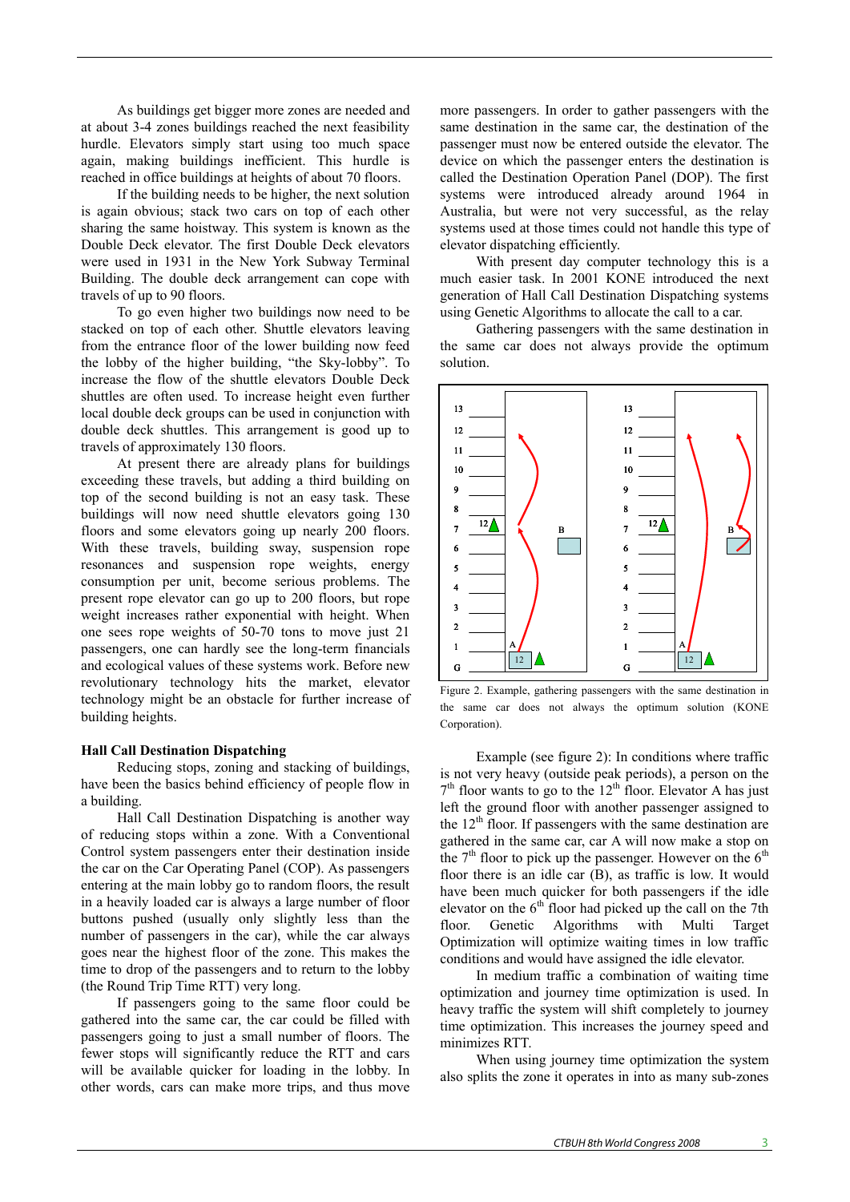As buildings get bigger more zones are needed and at about 3-4 zones buildings reached the next feasibility hurdle. Elevators simply start using too much space again, making buildings inefficient. This hurdle is reached in office buildings at heights of about 70 floors.

If the building needs to be higher, the next solution is again obvious; stack two cars on top of each other sharing the same hoistway. This system is known as the Double Deck elevator. The first Double Deck elevators were used in 1931 in the New York Subway Terminal Building. The double deck arrangement can cope with travels of up to 90 floors.

To go even higher two buildings now need to be stacked on top of each other. Shuttle elevators leaving from the entrance floor of the lower building now feed the lobby of the higher building, "the Sky-lobby". To increase the flow of the shuttle elevators Double Deck shuttles are often used. To increase height even further local double deck groups can be used in conjunction with double deck shuttles. This arrangement is good up to travels of approximately 130 floors.

At present there are already plans for buildings exceeding these travels, but adding a third building on top of the second building is not an easy task. These buildings will now need shuttle elevators going 130 floors and some elevators going up nearly 200 floors. With these travels, building sway, suspension rope resonances and suspension rope weights, energy consumption per unit, become serious problems. The present rope elevator can go up to 200 floors, but rope weight increases rather exponential with height. When one sees rope weights of 50-70 tons to move just 21 passengers, one can hardly see the long-term financials and ecological values of these systems work. Before new revolutionary technology hits the market, elevator technology might be an obstacle for further increase of building heights.

## Hall Call Destination Dispatching

Reducing stops, zoning and stacking of buildings, have been the basics behind efficiency of people flow in a building.

Hall Call Destination Dispatching is another way of reducing stops within a zone. With a Conventional Control system passengers enter their destination inside the car on the Car Operating Panel (COP). As passengers entering at the main lobby go to random floors, the result in a heavily loaded car is always a large number of floor buttons pushed (usually only slightly less than the number of passengers in the car), while the car always goes near the highest floor of the zone. This makes the time to drop of the passengers and to return to the lobby (the Round Trip Time RTT) very long.

If passengers going to the same floor could be gathered into the same car, the car could be filled with passengers going to just a small number of floors. The fewer stops will significantly reduce the RTT and cars will be available quicker for loading in the lobby. In other words, cars can make more trips, and thus move more passengers. In order to gather passengers with the same destination in the same car, the destination of the passenger must now be entered outside the elevator. The device on which the passenger enters the destination is called the Destination Operation Panel (DOP). The first systems were introduced already around 1964 in Australia, but were not very successful, as the relay systems used at those times could not handle this type of elevator dispatching efficiently.

With present day computer technology this is a much easier task. In 2001 KONE introduced the next generation of Hall Call Destination Dispatching systems using Genetic Algorithms to allocate the call to a car.

Gathering passengers with the same destination in the same car does not always provide the optimum solution.

Figure 2. Example, gathering passengers with the same destination in the same car does not always the optimum solution (KONE Corporation).

Example (see figure 2): In conditions where traffic is not very heavy (outside peak periods), a person on the 7th floor wants to go to the 12th floor. Elevator A has just left the ground floor with another passenger assigned to the 12th floor. If passengers with the same destination are gathered in the same car, car A will now make a stop on the 7th floor to pick up the passenger. However on the 6th floor there is an idle car (B), as traffic is low. It would have been much quicker for both passengers if the idle elevator on the 6th floor had picked up the call on the 7th floor. Genetic Algorithms with Multi Target Optimization will optimize waiting times in low traffic conditions and would have assigned the idle elevator.

In medium traffic a combination of waiting time optimization and journey time optimization is used. In heavy traffic the system will shift completely to journey time optimization. This increases the journey speed and minimizes RTT.

When using journey time optimization the system also splits the zone it operates in into as many sub-zones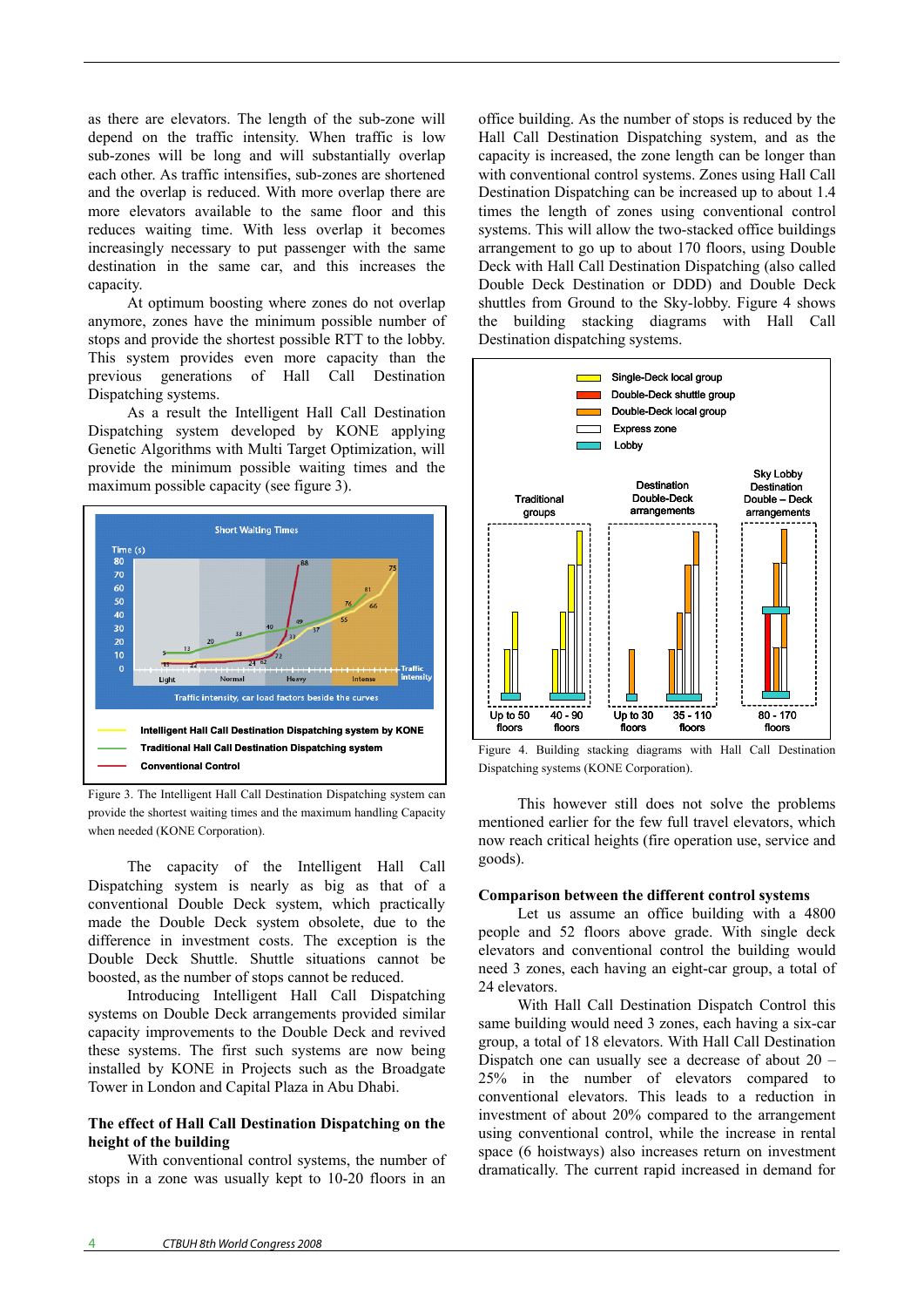as there are elevators. The length of the sub-zone will depend on the traffic intensity. When traffic is low sub-zones will be long and will substantially overlap each other. As traffic intensifies, sub-zones are shortened and the overlap is reduced. With more overlap there are more elevators available to the same floor and this reduces waiting time. With less overlap it becomes increasingly necessary to put passenger with the same destination in the same car, and this increases the capacity.

At optimum boosting where zones do not overlap anymore, zones have the minimum possible number of stops and provide the shortest possible RTT to the lobby. This system provides even more capacity than the previous generations of Hall Call Destination Dispatching systems.

As a result the Intelligent Hall Call Destination Dispatching system developed by KONE applying Genetic Algorithms with Multi Target Optimization, will provide the minimum possible waiting times and the maximum possible capacity (see figure 3).

Figure 3. The Intelligent Hall Call Destination Dispatching system can provide the shortest waiting times and the maximum handling Capacity when needed (KONE Corporation).

The capacity of the Intelligent Hall Call Dispatching system is nearly as big as that of a conventional Double Deck system, which practically made the Double Deck system obsolete, due to the difference in investment costs. The exception is the Double Deck Shuttle. Shuttle situations cannot be boosted, as the number of stops cannot be reduced.

Introducing Intelligent Hall Call Dispatching systems on Double Deck arrangements provided similar capacity improvements to the Double Deck and revived these systems. The first such systems are now being installed by KONE in Projects such as the Broadgate Tower in London and Capital Plaza in Abu Dhabi.

## The effect of Hall Call Destination Dispatching on the height of the building

With conventional control systems, the number of stops in a zone was usually kept to 10-20 floors in an office building. As the number of stops is reduced by the Hall Call Destination Dispatching system, and as the capacity is increased, the zone length can be longer than with conventional control systems. Zones using Hall Call Destination Dispatching can be increased up to about 1.4 times the length of zones using conventional control systems. This will allow the two-stacked office buildings arrangement to go up to about 170 floors, using Double Deck with Hall Call Destination Dispatching (also called Double Deck Destination or DDD) and Double Deck shuttles from Ground to the Sky-lobby. Figure 4 shows the building stacking diagrams with Hall Call Destination dispatching systems.

Figure 4. Building stacking diagrams with Hall Call Destination Dispatching systems (KONE Corporation).

This however still does not solve the problems mentioned earlier for the few full travel elevators, which now reach critical heights (fire operation use, service and goods).

## Comparison between the different control systems

Let us assume an office building with a 4800 people and 52 floors above grade. With single deck elevators and conventional control the building would need 3 zones, each having an eight-car group, a total of 24 elevators.

With Hall Call Destination Dispatch Control this same building would need 3 zones, each having a six-car group, a total of 18 elevators. With Hall Call Destination Dispatch one can usually see a decrease of about 20 – 25% in the number of elevators compared to conventional elevators. This leads to a reduction in investment of about 20% compared to the arrangement using conventional control, while the increase in rental space (6 hoistways) also increases return on investment dramatically. The current rapid increased in demand for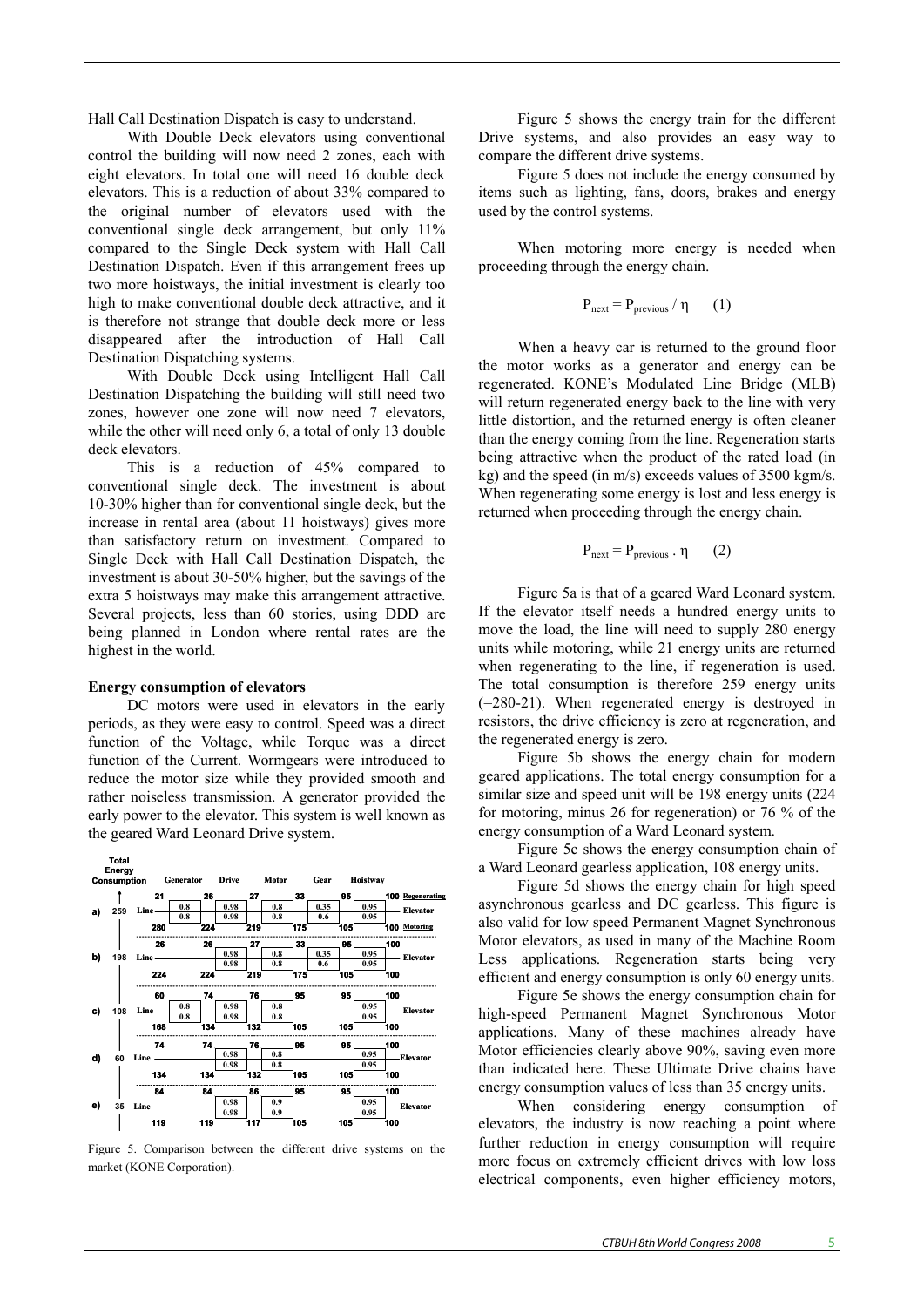Hall Call Destination Dispatch is easy to understand.

With Double Deck elevators using conventional control the building will now need 2 zones, each with eight elevators. In total one will need 16 double deck elevators. This is a reduction of about 33% compared to the original number of elevators used with the conventional single deck arrangement, but only 11% compared to the Single Deck system with Hall Call Destination Dispatch. Even if this arrangement frees up two more hoistways, the initial investment is clearly too high to make conventional double deck attractive, and it is therefore not strange that double deck more or less disappeared after the introduction of Hall Call Destination Dispatching systems.

With Double Deck using Intelligent Hall Call Destination Dispatching the building will still need two zones, however one zone will now need 7 elevators, while the other will need only 6, a total of only 13 double deck elevators.

This is a reduction of 45% compared to conventional single deck. The investment is about 10-30% higher than for conventional single deck, but the increase in rental area (about 11 hoistways) gives more than satisfactory return on investment. Compared to Single Deck with Hall Call Destination Dispatch, the investment is about 30-50% higher, but the savings of the extra 5 hoistways may make this arrangement attractive. Several projects, less than 60 stories, using DDD are being planned in London where rental rates are the highest in the world.

**Energy consumption of elevators**

DC motors were used in elevators in the early periods, as they were easy to control. Speed was a direct function of the Voltage, while Torque was a direct function of the Current. Wormgears were introduced to reduce the motor size while they provided smooth and rather noiseless transmission. A generator provided the early power to the elevator. This system is well known as the geared Ward Leonard Drive system.

Figure 5. Comparison between the different drive systems on the market (KONE Corporation).

Figure 5 shows the energy train for the different Drive systems, and also provides an easy way to compare the different drive systems.

Figure 5 does not include the energy consumed by items such as lighting, fans, doors, brakes and energy used by the control systems.

When motoring more energy is needed when proceeding through the energy chain.

$$P_{next} = P_{previous} / \eta \qquad (1)$$

When a heavy car is returned to the ground floor the motor works as a generator and energy can be regenerated. KONE's Modulated Line Bridge (MLB) will return regenerated energy back to the line with very little distortion, and the returned energy is often cleaner than the energy coming from the line. Regeneration starts being attractive when the product of the rated load (in kg) and the speed (in m/s) exceeds values of 3500 kgm/s. When regenerating some energy is lost and less energy is returned when proceeding through the energy chain.

$$P_{next} = P_{previous} \cdot \eta \qquad (2)$$

Figure 5a is that of a geared Ward Leonard system. If the elevator itself needs a hundred energy units to move the load, the line will need to supply 280 energy units while motoring, while 21 energy units are returned when regenerating to the line, if regeneration is used. The total consumption is therefore 259 energy units (=280-21). When regenerated energy is destroyed in resistors, the drive efficiency is zero at regeneration, and the regenerated energy is zero.

Figure 5b shows the energy chain for modern geared applications. The total energy consumption for a similar size and speed unit will be 198 energy units (224 for motoring, minus 26 for regeneration) or 76 % of the energy consumption of a Ward Leonard system.

Figure 5c shows the energy consumption chain of a Ward Leonard gearless application, 108 energy units.

Figure 5d shows the energy chain for high speed asynchronous gearless and DC gearless. This figure is also valid for low speed Permanent Magnet Synchronous Motor elevators, as used in many of the Machine Room Less applications. Regeneration starts being very efficient and energy consumption is only 60 energy units.

Figure 5e shows the energy consumption chain for high-speed Permanent Magnet Synchronous Motor applications. Many of these machines already have Motor efficiencies clearly above 90%, saving even more than indicated here. These Ultimate Drive chains have energy consumption values of less than 35 energy units.

When considering energy consumption of elevators, the industry is now reaching a point where further reduction in energy consumption will require more focus on extremely efficient drives with low loss electrical components, even higher efficiency motors,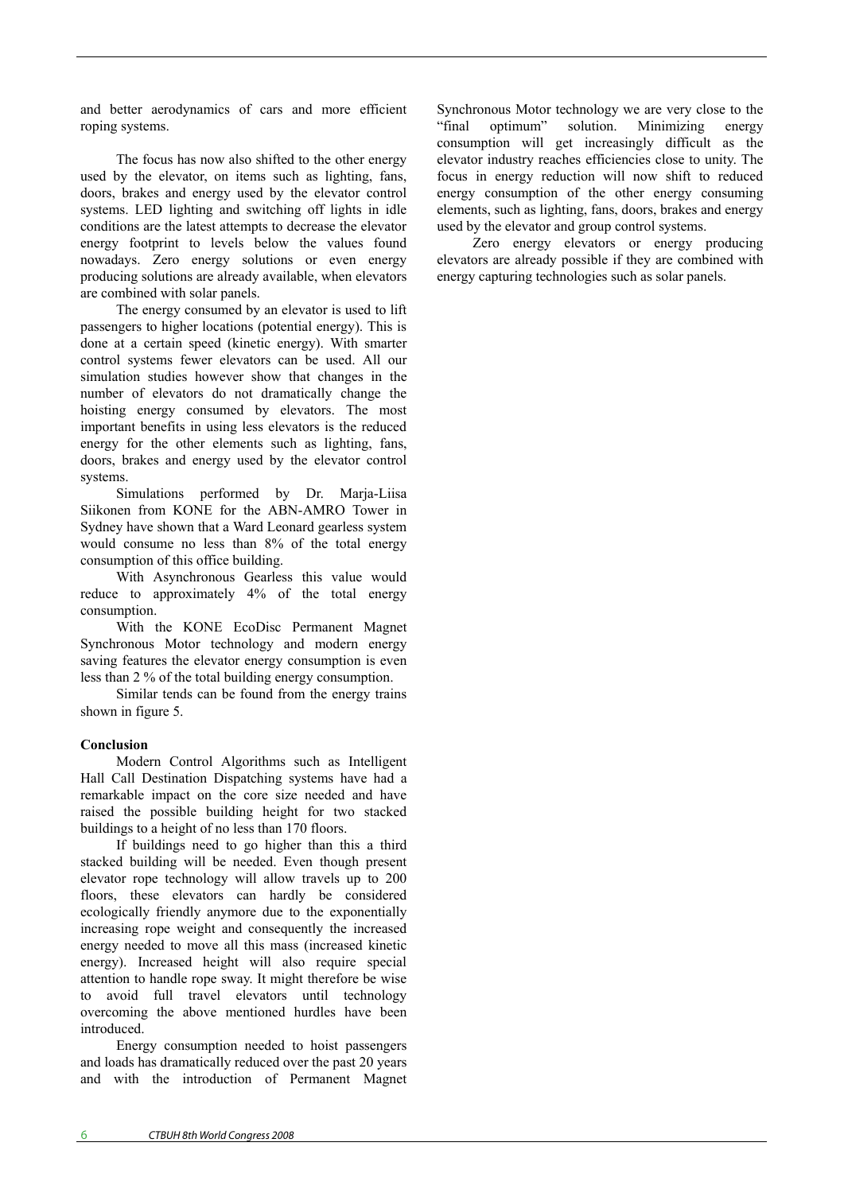and better aerodynamics of cars and more efficient roping systems.

The focus has now also shifted to the other energy used by the elevator, on items such as lighting, fans, doors, brakes and energy used by the elevator control systems. LED lighting and switching off lights in idle conditions are the latest attempts to decrease the elevator energy footprint to levels below the values found nowadays. Zero energy solutions or even energy producing solutions are already available, when elevators are combined with solar panels.

The energy consumed by an elevator is used to lift passengers to higher locations (potential energy). This is done at a certain speed (kinetic energy). With smarter control systems fewer elevators can be used. All our simulation studies however show that changes in the number of elevators do not dramatically change the hoisting energy consumed by elevators. The most important benefits in using less elevators is the reduced energy for the other elements such as lighting, fans, doors, brakes and energy used by the elevator control systems.

Simulations performed by Dr. Marja-Liisa Siikonen from KONE for the ABN-AMRO Tower in Sydney have shown that a Ward Leonard gearless system would consume no less than 8% of the total energy consumption of this office building.

With Asynchronous Gearless this value would reduce to approximately 4% of the total energy consumption.

With the KONE EcoDisc Permanent Magnet Synchronous Motor technology and modern energy saving features the elevator energy consumption is even less than 2 % of the total building energy consumption.

Similar tends can be found from the energy trains shown in figure 5.

**Conclusion**

Modern Control Algorithms such as Intelligent Hall Call Destination Dispatching systems have had a remarkable impact on the core size needed and have raised the possible building height for two stacked buildings to a height of no less than 170 floors.

If buildings need to go higher than this a third stacked building will be needed. Even though present elevator rope technology will allow travels up to 200 floors, these elevators can hardly be considered ecologically friendly anymore due to the exponentially increasing rope weight and consequently the increased energy needed to move all this mass (increased kinetic energy). Increased height will also require special attention to handle rope sway. It might therefore be wise to avoid full travel elevators until technology overcoming the above mentioned hurdles have been introduced.

Energy consumption needed to hoist passengers and loads has dramatically reduced over the past 20 years and with the introduction of Permanent Magnet Synchronous Motor technology we are very close to the "final optimum" solution. Minimizing energy consumption will get increasingly difficult as the elevator industry reaches efficiencies close to unity. The focus in energy reduction will now shift to reduced energy consumption of the other energy consuming elements, such as lighting, fans, doors, brakes and energy used by the elevator and group control systems.

Zero energy elevators or energy producing elevators are already possible if they are combined with energy capturing technologies such as solar panels.